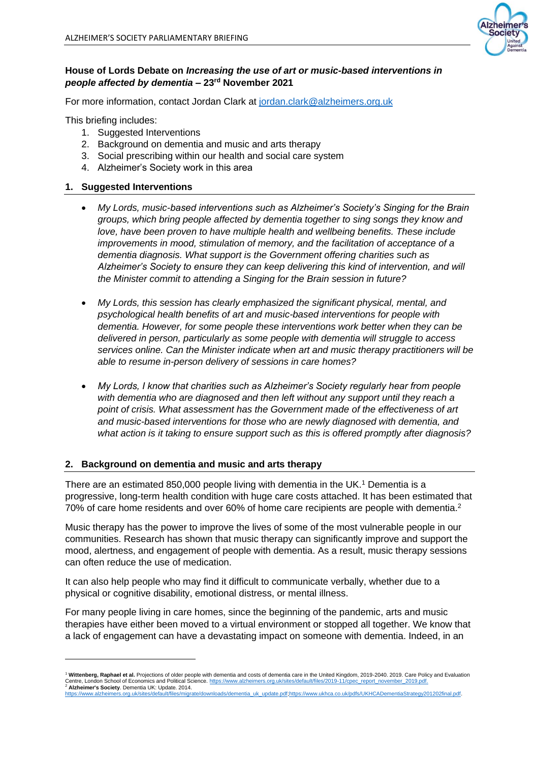## House of Lords Debate on *Increasing the use of art or music-based interventions in people affected by dementia* – 23rd November 2021

For more information, contact Jordan Clark at jordan.clark@alzheimers.org.uk

This briefing includes:

1. Suggested Interventions
2. Background on dementia and music and arts therapy
3. Social prescribing within our health and social care system
4. Alzheimer's Society work in this area

## 1. Suggested Interventions

- *My Lords, music-based interventions such as Alzheimer's Society's Singing for the Brain groups, which bring people affected by dementia together to sing songs they know and love, have been proven to have multiple health and wellbeing benefits. These include improvements in mood, stimulation of memory, and the facilitation of acceptance of a dementia diagnosis. What support is the Government offering charities such as Alzheimer's Society to ensure they can keep delivering this kind of intervention, and will the Minister commit to attending a Singing for the Brain session in future?*

- *My Lords, this session has clearly emphasized the significant physical, mental, and psychological health benefits of art and music-based interventions for people with dementia. However, for some people these interventions work better when they can be delivered in person, particularly as some people with dementia will struggle to access services online. Can the Minister indicate when art and music therapy practitioners will be able to resume in-person delivery of sessions in care homes?*

- *My Lords, I know that charities such as Alzheimer's Society regularly hear from people with dementia who are diagnosed and then left without any support until they reach a point of crisis. What assessment has the Government made of the effectiveness of art and music-based interventions for those who are newly diagnosed with dementia, and what action is it taking to ensure support such as this is offered promptly after diagnosis?*

## 2. Background on dementia and music and arts therapy

There are an estimated 850,000 people living with dementia in the UK.[1] Dementia is a progressive, long-term health condition with huge care costs attached. It has been estimated that 70% of care home residents and over 60% of home care recipients are people with dementia.[2]

Music therapy has the power to improve the lives of some of the most vulnerable people in our communities. Research has shown that music therapy can significantly improve and support the mood, alertness, and engagement of people with dementia. As a result, music therapy sessions can often reduce the use of medication.

It can also help people who may find it difficult to communicate verbally, whether due to a physical or cognitive disability, emotional distress, or mental illness.

For many people living in care homes, since the beginning of the pandemic, arts and music therapies have either been moved to a virtual environment or stopped all together. We know that a lack of engagement can have a devastating impact on someone with dementia. Indeed, in an

---

[1] **Wittenberg, Raphael et al.** Projections of older people with dementia and costs of dementia care in the United Kingdom, 2019-2040. 2019. Care Policy and Evaluation Centre, London School of Economics and Political Science. https://www.alzheimers.org.uk/sites/default/files/2019-11/cpec_report_november_2019.pdf.

[2] **Alzheimer's Society**. Dementia UK: Update. 2014. https://www.alzheimers.org.uk/sites/default/files/migrate/downloads/dementia_uk_update.pdf;https://www.ukhca.co.uk/pdfs/UKHCADementiaStrategy201202final.pdf.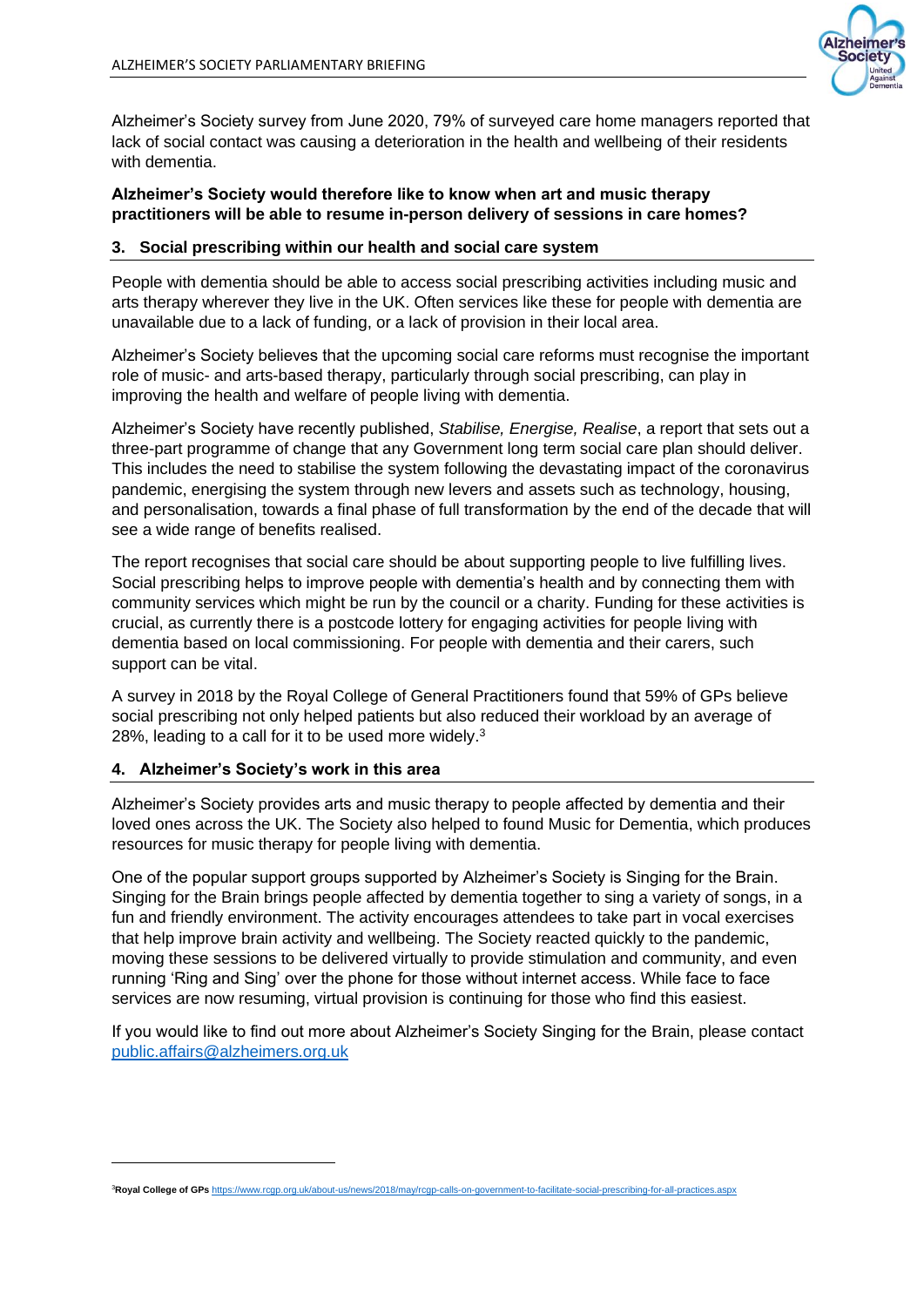Alzheimer's Society survey from June 2020, 79% of surveyed care home managers reported that lack of social contact was causing a deterioration in the health and wellbeing of their residents with dementia.

**Alzheimer's Society would therefore like to know when art and music therapy practitioners will be able to resume in-person delivery of sessions in care homes?**

## 3. Social prescribing within our health and social care system

People with dementia should be able to access social prescribing activities including music and arts therapy wherever they live in the UK. Often services like these for people with dementia are unavailable due to a lack of funding, or a lack of provision in their local area.

Alzheimer's Society believes that the upcoming social care reforms must recognise the important role of music- and arts-based therapy, particularly through social prescribing, can play in improving the health and welfare of people living with dementia.

Alzheimer's Society have recently published, *Stabilise, Energise, Realise*, a report that sets out a three-part programme of change that any Government long term social care plan should deliver. This includes the need to stabilise the system following the devastating impact of the coronavirus pandemic, energising the system through new levers and assets such as technology, housing, and personalisation, towards a final phase of full transformation by the end of the decade that will see a wide range of benefits realised.

The report recognises that social care should be about supporting people to live fulfilling lives. Social prescribing helps to improve people with dementia's health and by connecting them with community services which might be run by the council or a charity. Funding for these activities is crucial, as currently there is a postcode lottery for engaging activities for people living with dementia based on local commissioning. For people with dementia and their carers, such support can be vital.

A survey in 2018 by the Royal College of General Practitioners found that 59% of GPs believe social prescribing not only helped patients but also reduced their workload by an average of 28%, leading to a call for it to be used more widely.[3]

## 4. Alzheimer's Society's work in this area

Alzheimer's Society provides arts and music therapy to people affected by dementia and their loved ones across the UK. The Society also helped to found Music for Dementia, which produces resources for music therapy for people living with dementia.

One of the popular support groups supported by Alzheimer's Society is Singing for the Brain. Singing for the Brain brings people affected by dementia together to sing a variety of songs, in a fun and friendly environment. The activity encourages attendees to take part in vocal exercises that help improve brain activity and wellbeing. The Society reacted quickly to the pandemic, moving these sessions to be delivered virtually to provide stimulation and community, and even running 'Ring and Sing' over the phone for those without internet access. While face to face services are now resuming, virtual provision is continuing for those who find this easiest.

If you would like to find out more about Alzheimer's Society Singing for the Brain, please contact public.affairs@alzheimers.org.uk

---

[3] **Royal College of GPs** https://www.rcgp.org.uk/about-us/news/2018/may/rcgp-calls-on-government-to-facilitate-social-prescribing-for-all-practices.aspx